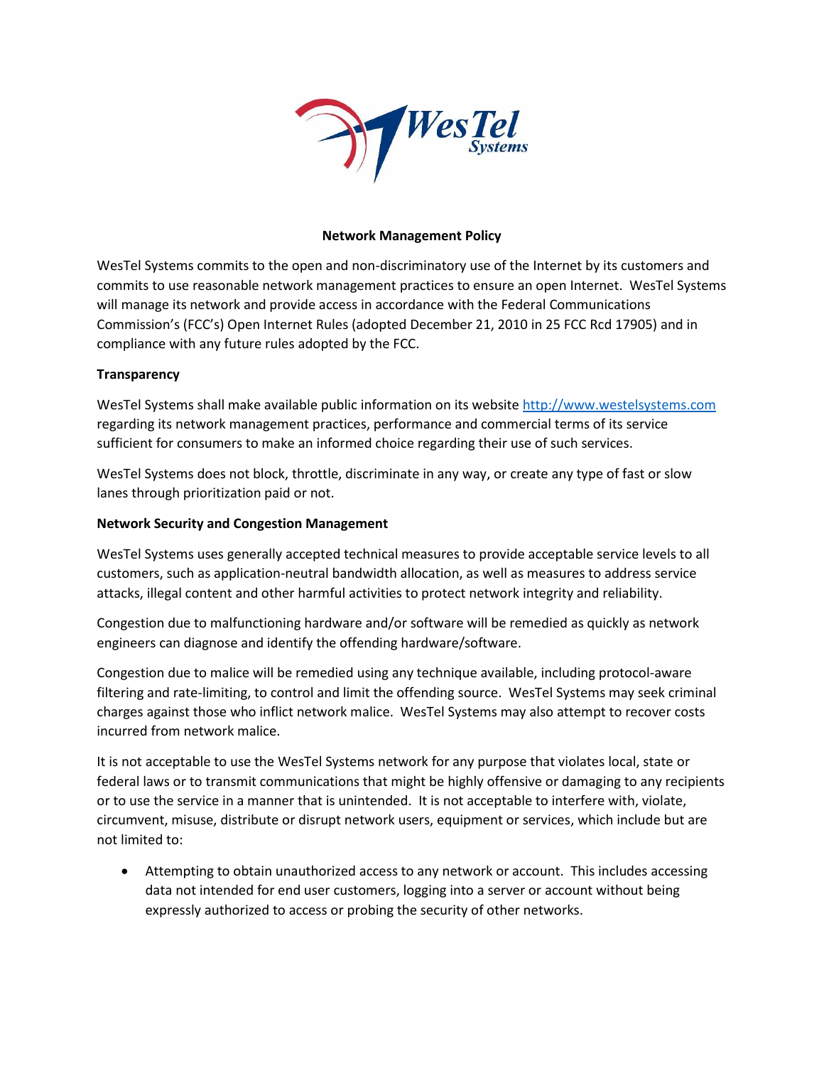# Network Management Policy

WesTel Systems commits to the open and non-discriminatory use of the Internet by its customers and commits to use reasonable network management practices to ensure an open Internet. WesTel Systems will manage its network and provide access in accordance with the Federal Communications Commission's (FCC's) Open Internet Rules (adopted December 21, 2010 in 25 FCC Rcd 17905) and in compliance with any future rules adopted by the FCC.

## Transparency

WesTel Systems shall make available public information on its website http://www.westelsystems.com regarding its network management practices, performance and commercial terms of its service sufficient for consumers to make an informed choice regarding their use of such services.

WesTel Systems does not block, throttle, discriminate in any way, or create any type of fast or slow lanes through prioritization paid or not.

## Network Security and Congestion Management

WesTel Systems uses generally accepted technical measures to provide acceptable service levels to all customers, such as application-neutral bandwidth allocation, as well as measures to address service attacks, illegal content and other harmful activities to protect network integrity and reliability.

Congestion due to malfunctioning hardware and/or software will be remedied as quickly as network engineers can diagnose and identify the offending hardware/software.

Congestion due to malice will be remedied using any technique available, including protocol-aware filtering and rate-limiting, to control and limit the offending source. WesTel Systems may seek criminal charges against those who inflict network malice. WesTel Systems may also attempt to recover costs incurred from network malice.

It is not acceptable to use the WesTel Systems network for any purpose that violates local, state or federal laws or to transmit communications that might be highly offensive or damaging to any recipients or to use the service in a manner that is unintended. It is not acceptable to interfere with, violate, circumvent, misuse, distribute or disrupt network users, equipment or services, which include but are not limited to:

- Attempting to obtain unauthorized access to any network or account. This includes accessing data not intended for end user customers, logging into a server or account without being expressly authorized to access or probing the security of other networks.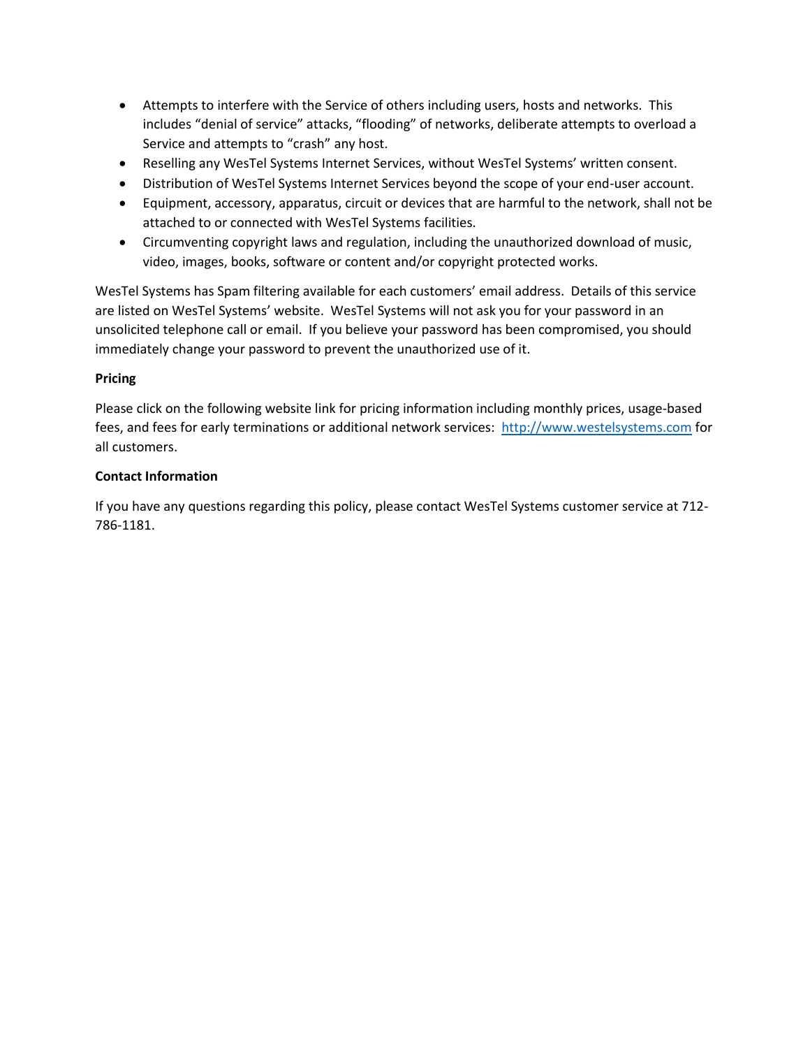- Attempts to interfere with the Service of others including users, hosts and networks. This includes "denial of service" attacks, "flooding" of networks, deliberate attempts to overload a Service and attempts to "crash" any host.
- Reselling any WesTel Systems Internet Services, without WesTel Systems' written consent.
- Distribution of WesTel Systems Internet Services beyond the scope of your end-user account.
- Equipment, accessory, apparatus, circuit or devices that are harmful to the network, shall not be attached to or connected with WesTel Systems facilities.
- Circumventing copyright laws and regulation, including the unauthorized download of music, video, images, books, software or content and/or copyright protected works.

WesTel Systems has Spam filtering available for each customers' email address. Details of this service are listed on WesTel Systems' website. WesTel Systems will not ask you for your password in an unsolicited telephone call or email. If you believe your password has been compromised, you should immediately change your password to prevent the unauthorized use of it.

**Pricing**

Please click on the following website link for pricing information including monthly prices, usage-based fees, and fees for early terminations or additional network services: http://www.westelsystems.com for all customers.

**Contact Information**

If you have any questions regarding this policy, please contact WesTel Systems customer service at 712-786-1181.